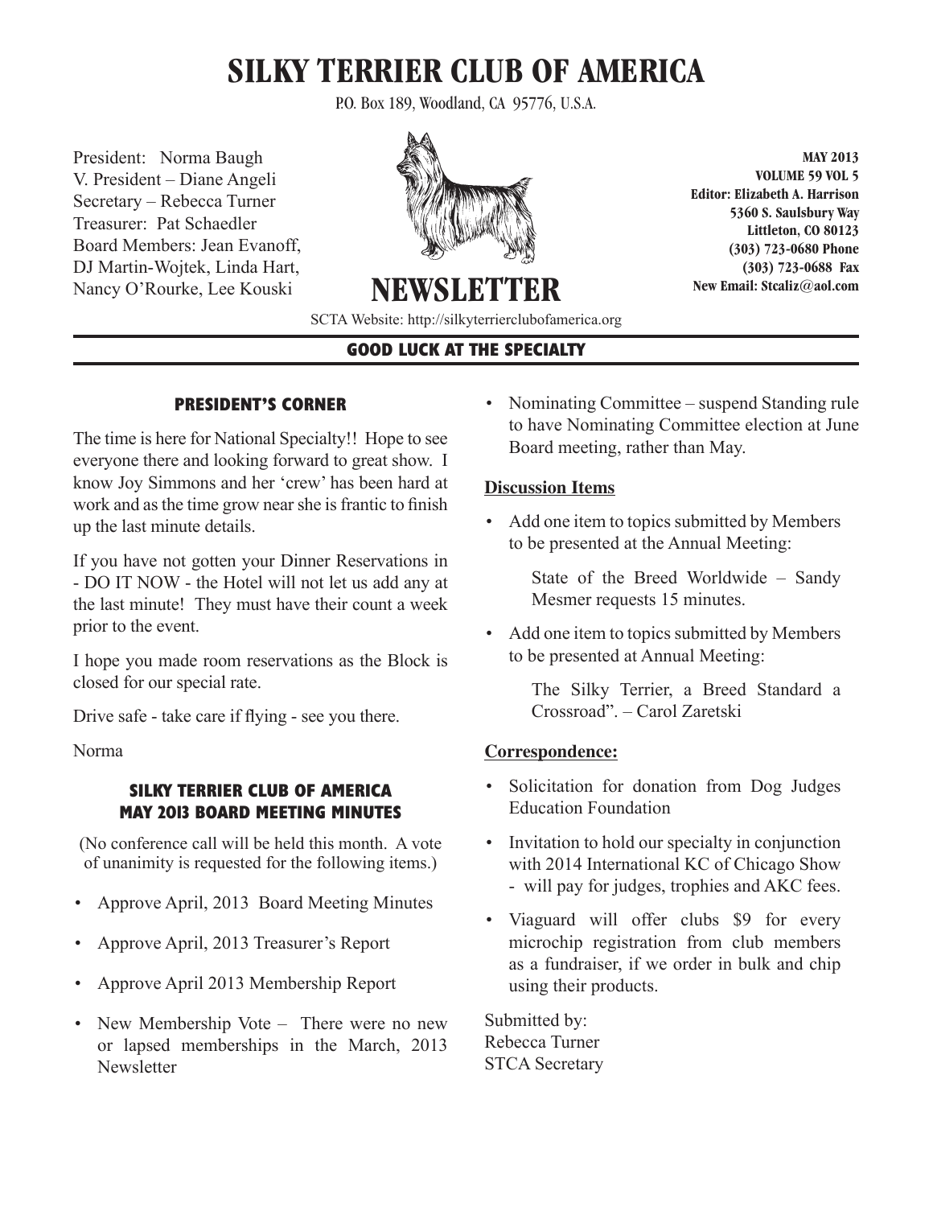# SILKY TERRIER CLUB OF AMERICA

P.O. Box 189, Woodland, CA 95776, U.S.A.

President: Norma Baugh
V. President – Diane Angeli
Secretary – Rebecca Turner
Treasurer: Pat Schaedler
Board Members: Jean Evanoff, DJ Martin-Wojtek, Linda Hart, Nancy O'Rourke, Lee Kouski

## NEWSLETTER

**MAY 2013**
**VOLUME 59 VOL 5**
**Editor: Elizabeth A. Harrison**
**5360 S. Saulsbury Way**
**Littleton, CO 80123**
**(303) 723-0680 Phone**
**(303) 723-0688 Fax**
**New Email: Stcaliz@aol.com**

SCTA Website: http://silkyterrierclubofamerica.org

**GOOD LUCK AT THE SPECIALTY**

### PRESIDENT'S CORNER

The time is here for National Specialty!! Hope to see everyone there and looking forward to great show. I know Joy Simmons and her 'crew' has been hard at work and as the time grow near she is frantic to finish up the last minute details.

If you have not gotten your Dinner Reservations in - DO IT NOW - the Hotel will not let us add any at the last minute! They must have their count a week prior to the event.

I hope you made room reservations as the Block is closed for our special rate.

Drive safe - take care if flying - see you there.

Norma

### SILKY TERRIER CLUB OF AMERICA MAY 2013 BOARD MEETING MINUTES

(No conference call will be held this month. A vote of unanimity is requested for the following items.)

- Approve April, 2013 Board Meeting Minutes
- Approve April, 2013 Treasurer's Report
- Approve April 2013 Membership Report
- New Membership Vote – There were no new or lapsed memberships in the March, 2013 Newsletter
- Nominating Committee – suspend Standing rule to have Nominating Committee election at June Board meeting, rather than May.

**Discussion Items**

- Add one item to topics submitted by Members to be presented at the Annual Meeting:

  State of the Breed Worldwide – Sandy Mesmer requests 15 minutes.

- Add one item to topics submitted by Members to be presented at Annual Meeting:

  The Silky Terrier, a Breed Standard a Crossroad". – Carol Zaretski

**Correspondence:**

- Solicitation for donation from Dog Judges Education Foundation
- Invitation to hold our specialty in conjunction with 2014 International KC of Chicago Show - will pay for judges, trophies and AKC fees.
- Viaguard will offer clubs $9 for every microchip registration from club members as a fundraiser, if we order in bulk and chip using their products.

Submitted by:
Rebecca Turner
STCA Secretary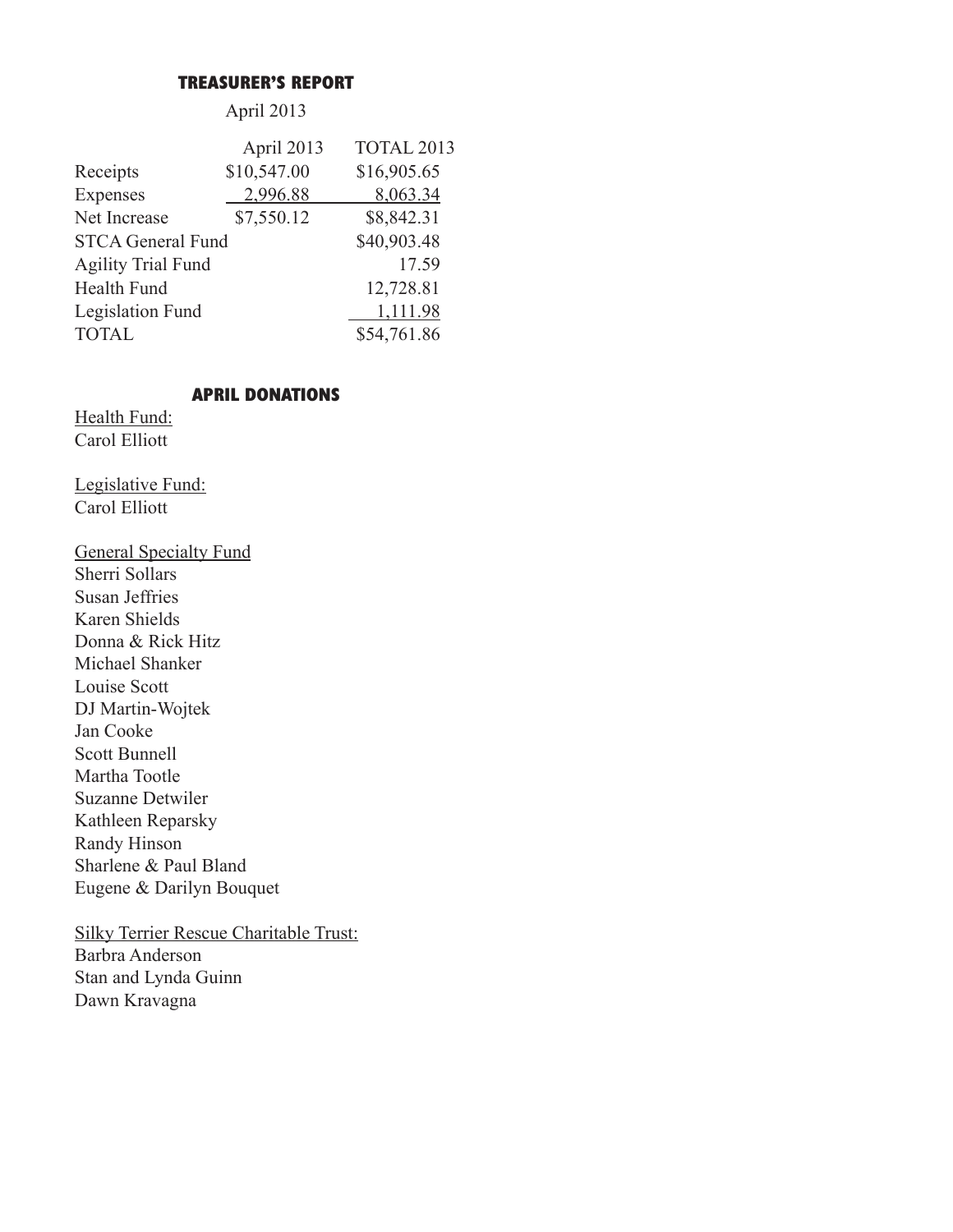## TREASURER'S REPORT

April 2013

| | April 2013 | TOTAL 2013 |
|---|---|---|
| Receipts | $10,547.00 | $16,905.65 |
| Expenses | 2,996.88 | 8,063.34 |
| Net Increase | $7,550.12 | $8,842.31 |
| STCA General Fund | | $40,903.48 |
| Agility Trial Fund | | 17.59 |
| Health Fund | | 12,728.81 |
| Legislation Fund | | 1,111.98 |
| TOTAL | | $54,761.86 |

## APRIL DONATIONS

Health Fund:
Carol Elliott

Legislative Fund:
Carol Elliott

General Specialty Fund
Sherri Sollars
Susan Jeffries
Karen Shields
Donna & Rick Hitz
Michael Shanker
Louise Scott
DJ Martin-Wojtek
Jan Cooke
Scott Bunnell
Martha Tootle
Suzanne Detwiler
Kathleen Reparsky
Randy Hinson
Sharlene & Paul Bland
Eugene & Darilyn Bouquet

Silky Terrier Rescue Charitable Trust:
Barbra Anderson
Stan and Lynda Guinn
Dawn Kravagna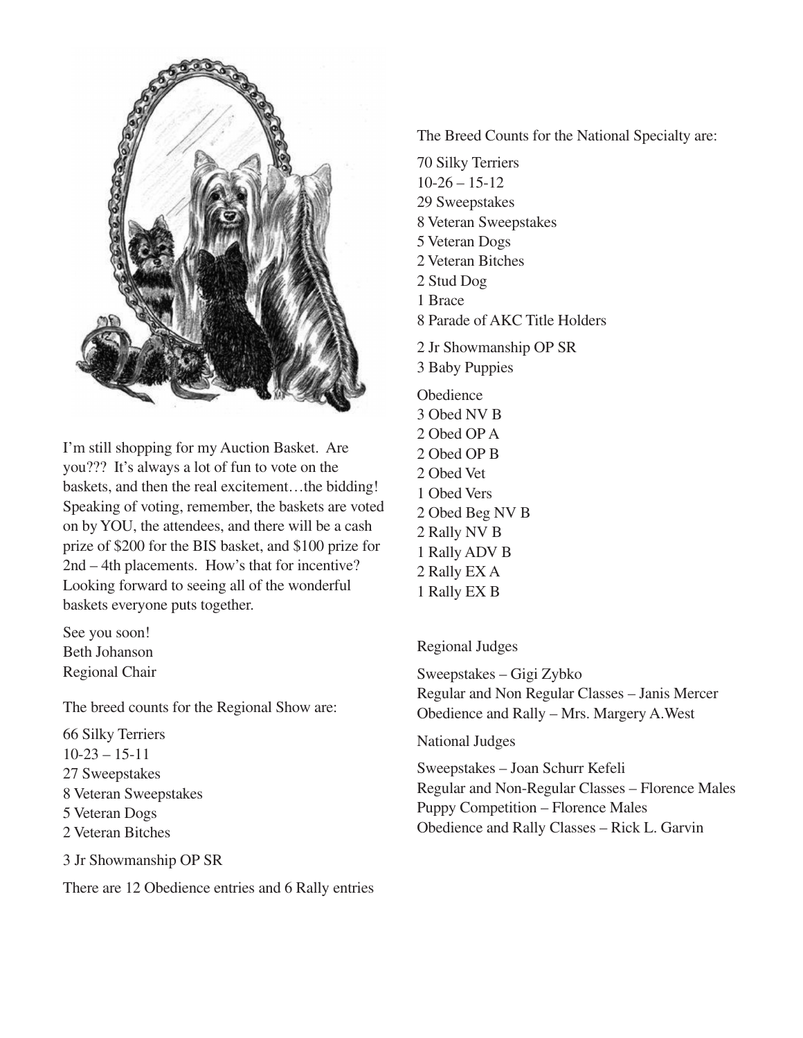I'm still shopping for my Auction Basket. Are you??? It's always a lot of fun to vote on the baskets, and then the real excitement…the bidding! Speaking of voting, remember, the baskets are voted on by YOU, the attendees, and there will be a cash prize of $200 for the BIS basket, and $100 prize for 2nd – 4th placements. How's that for incentive? Looking forward to seeing all of the wonderful baskets everyone puts together.

See you soon!
Beth Johanson
Regional Chair

The breed counts for the Regional Show are:

66 Silky Terriers
10-23 – 15-11
27 Sweepstakes
8 Veteran Sweepstakes
5 Veteran Dogs
2 Veteran Bitches

3 Jr Showmanship OP SR

There are 12 Obedience entries and 6 Rally entries

The Breed Counts for the National Specialty are:

70 Silky Terriers
10-26 – 15-12
29 Sweepstakes
8 Veteran Sweepstakes
5 Veteran Dogs
2 Veteran Bitches
2 Stud Dog
1 Brace
8 Parade of AKC Title Holders

2 Jr Showmanship OP SR
3 Baby Puppies

Obedience
3 Obed NV B
2 Obed OP A
2 Obed OP B
2 Obed Vet
1 Obed Vers
2 Obed Beg NV B
2 Rally NV B
1 Rally ADV B
2 Rally EX A
1 Rally EX B

Regional Judges

Sweepstakes – Gigi Zybko
Regular and Non Regular Classes – Janis Mercer
Obedience and Rally – Mrs. Margery A.West

National Judges

Sweepstakes – Joan Schurr Kefeli
Regular and Non-Regular Classes – Florence Males
Puppy Competition – Florence Males
Obedience and Rally Classes – Rick L. Garvin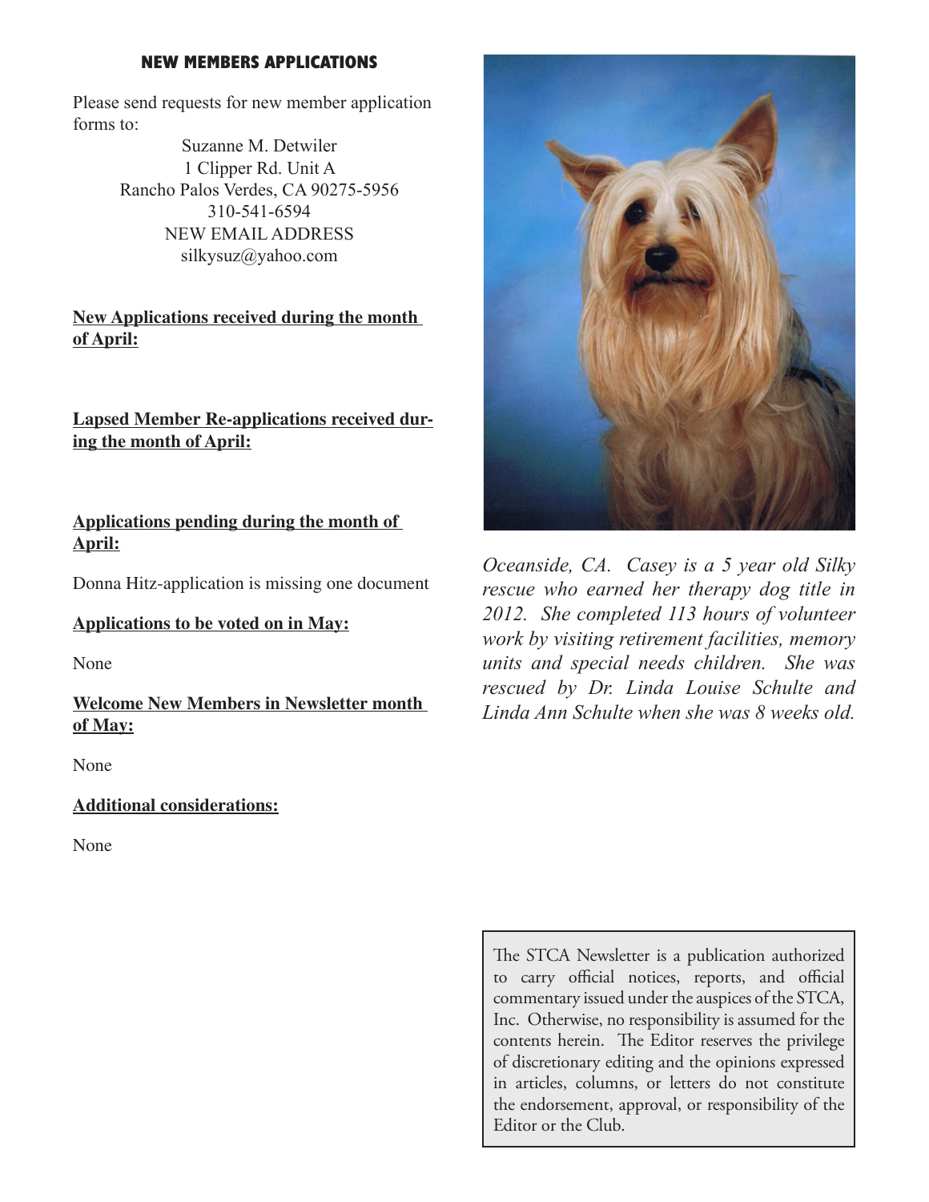## NEW MEMBERS APPLICATIONS

Please send requests for new member application forms to:

Suzanne M. Detwiler
1 Clipper Rd. Unit A
Rancho Palos Verdes, CA 90275-5956
310-541-6594
NEW EMAIL ADDRESS
silkysuz@yahoo.com

**New Applications received during the month of April:**

**Lapsed Member Re-applications received during the month of April:**

**Applications pending during the month of April:**

Donna Hitz-application is missing one document

**Applications to be voted on in May:**

None

**Welcome New Members in Newsletter month of May:**

None

**Additional considerations:**

None

*Oceanside, CA. Casey is a 5 year old Silky rescue who earned her therapy dog title in 2012. She completed 113 hours of volunteer work by visiting retirement facilities, memory units and special needs children. She was rescued by Dr. Linda Louise Schulte and Linda Ann Schulte when she was 8 weeks old.*

The STCA Newsletter is a publication authorized to carry official notices, reports, and official commentary issued under the auspices of the STCA, Inc. Otherwise, no responsibility is assumed for the contents herein. The Editor reserves the privilege of discretionary editing and the opinions expressed in articles, columns, or letters do not constitute the endorsement, approval, or responsibility of the Editor or the Club.